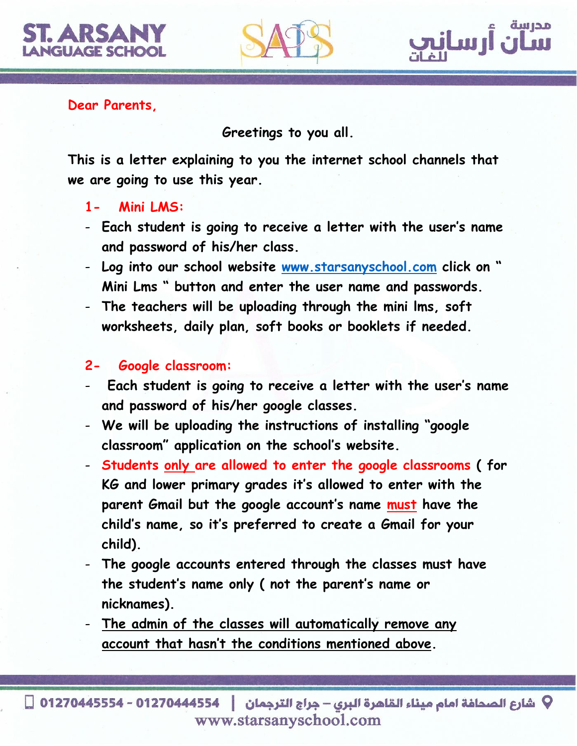Dear Parents,

Greetings to you all.

This is a letter explaining to you the internet school channels that we are going to use this year.

1- Mini LMS:

- Each student is going to receive a letter with the user's name and password of his/her class.
- Log into our school website www.starsanyschool.com click on " Mini Lms " button and enter the user name and passwords.
- The teachers will be uploading through the mini lms, soft worksheets, daily plan, soft books or booklets if needed.

2- Google classroom:

- Each student is going to receive a letter with the user's name and password of his/her google classes.
- We will be uploading the instructions of installing "google classroom" application on the school's website.
- Students only are allowed to enter the google classrooms ( for KG and lower primary grades it's allowed to enter with the parent Gmail but the google account's name must have the child's name, so it's preferred to create a Gmail for your child).
- The google accounts entered through the classes must have the student's name only ( not the parent's name or nicknames).
- The admin of the classes will automatically remove any account that hasn't the conditions mentioned above.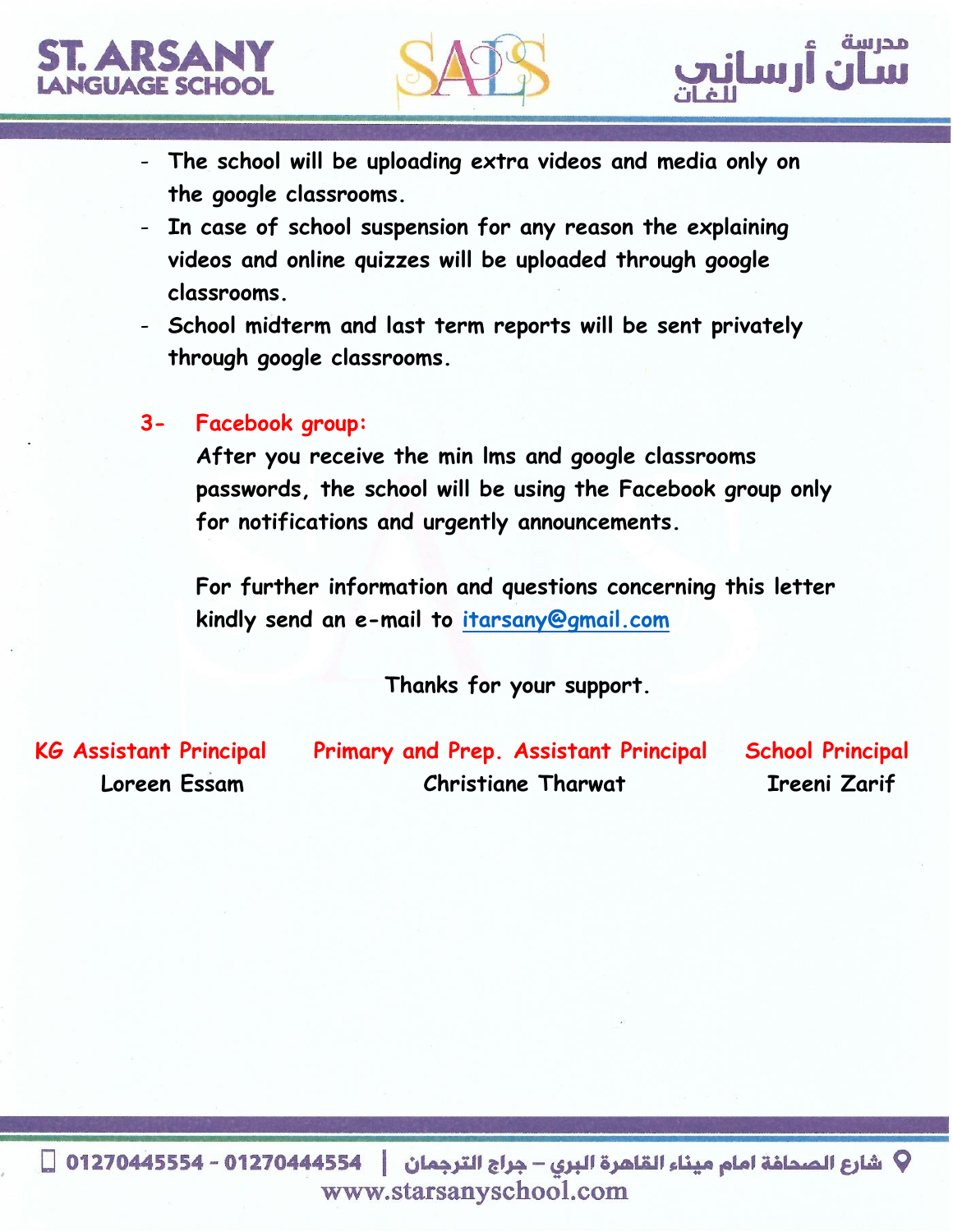- The school will be uploading extra videos and media only on the google classrooms.
- In case of school suspension for any reason the explaining videos and online quizzes will be uploaded through google classrooms.
- School midterm and last term reports will be sent privately through google classrooms.

**3- Facebook group:**

After you receive the min lms and google classrooms passwords, the school will be using the Facebook group only for notifications and urgently announcements.

For further information and questions concerning this letter kindly send an e-mail to itarsany@gmail.com

Thanks for your support.

| KG Assistant Principal | Primary and Prep. Assistant Principal | School Principal |
|---|---|---|
| Loreen Essam | Christiane Tharwat | Ireeni Zarif |